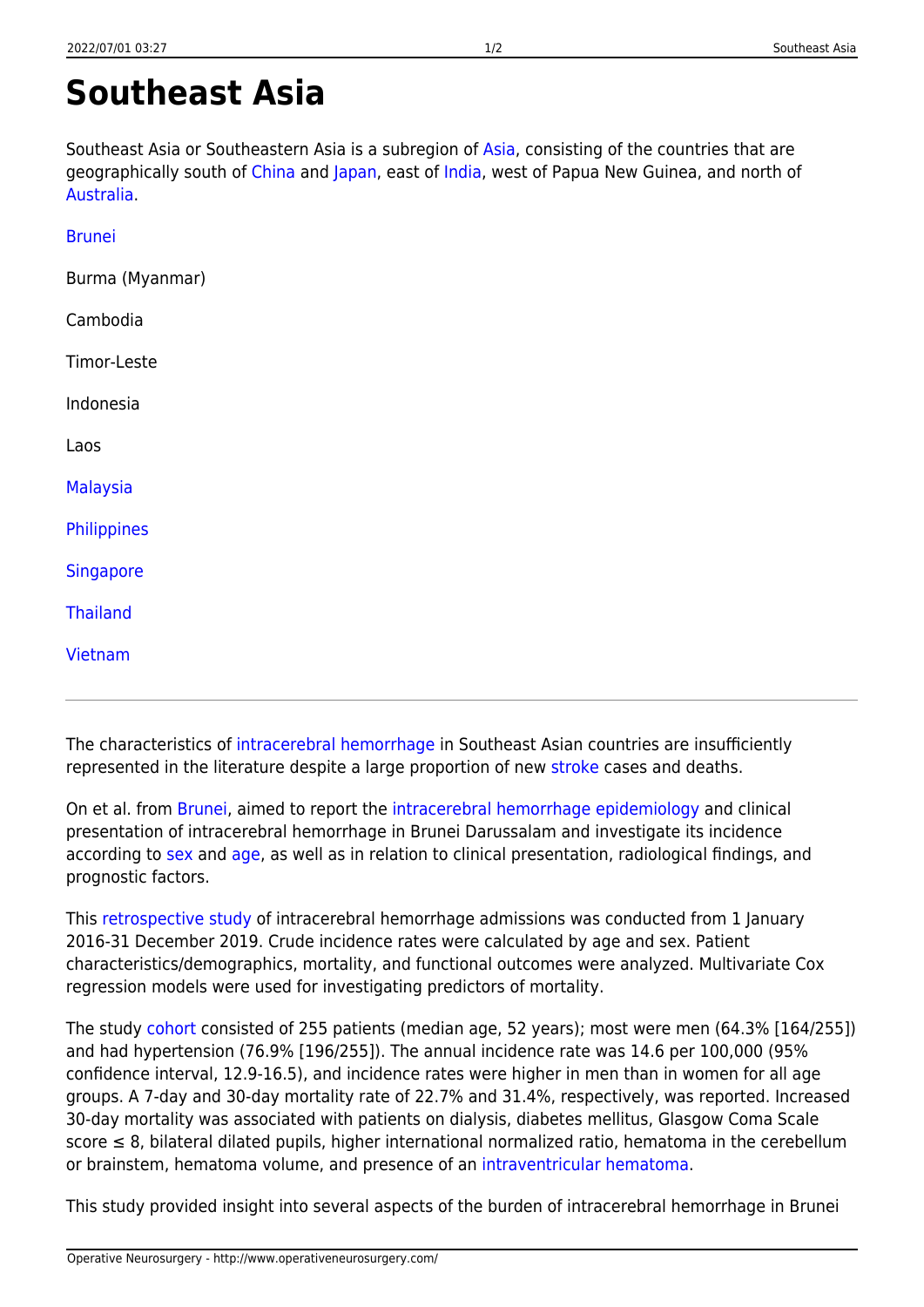# Southeast Asia

Southeast Asia or Southeastern Asia is a subregion of Asia, consisting of the countries that are geographically south of China and Japan, east of India, west of Papua New Guinea, and north of Australia.

Brunei

Burma (Myanmar)

Cambodia

Timor-Leste

Indonesia

Laos

Malaysia

Philippines

Singapore

Thailand

Vietnam

---

The characteristics of intracerebral hemorrhage in Southeast Asian countries are insufficiently represented in the literature despite a large proportion of new stroke cases and deaths.

On et al. from Brunei, aimed to report the intracerebral hemorrhage epidemiology and clinical presentation of intracerebral hemorrhage in Brunei Darussalam and investigate its incidence according to sex and age, as well as in relation to clinical presentation, radiological findings, and prognostic factors.

This retrospective study of intracerebral hemorrhage admissions was conducted from 1 January 2016-31 December 2019. Crude incidence rates were calculated by age and sex. Patient characteristics/demographics, mortality, and functional outcomes were analyzed. Multivariate Cox regression models were used for investigating predictors of mortality.

The study cohort consisted of 255 patients (median age, 52 years); most were men (64.3% [164/255]) and had hypertension (76.9% [196/255]). The annual incidence rate was 14.6 per 100,000 (95% confidence interval, 12.9-16.5), and incidence rates were higher in men than in women for all age groups. A 7-day and 30-day mortality rate of 22.7% and 31.4%, respectively, was reported. Increased 30-day mortality was associated with patients on dialysis, diabetes mellitus, Glasgow Coma Scale score ≤ 8, bilateral dilated pupils, higher international normalized ratio, hematoma in the cerebellum or brainstem, hematoma volume, and presence of an intraventricular hematoma.

This study provided insight into several aspects of the burden of intracerebral hemorrhage in Brunei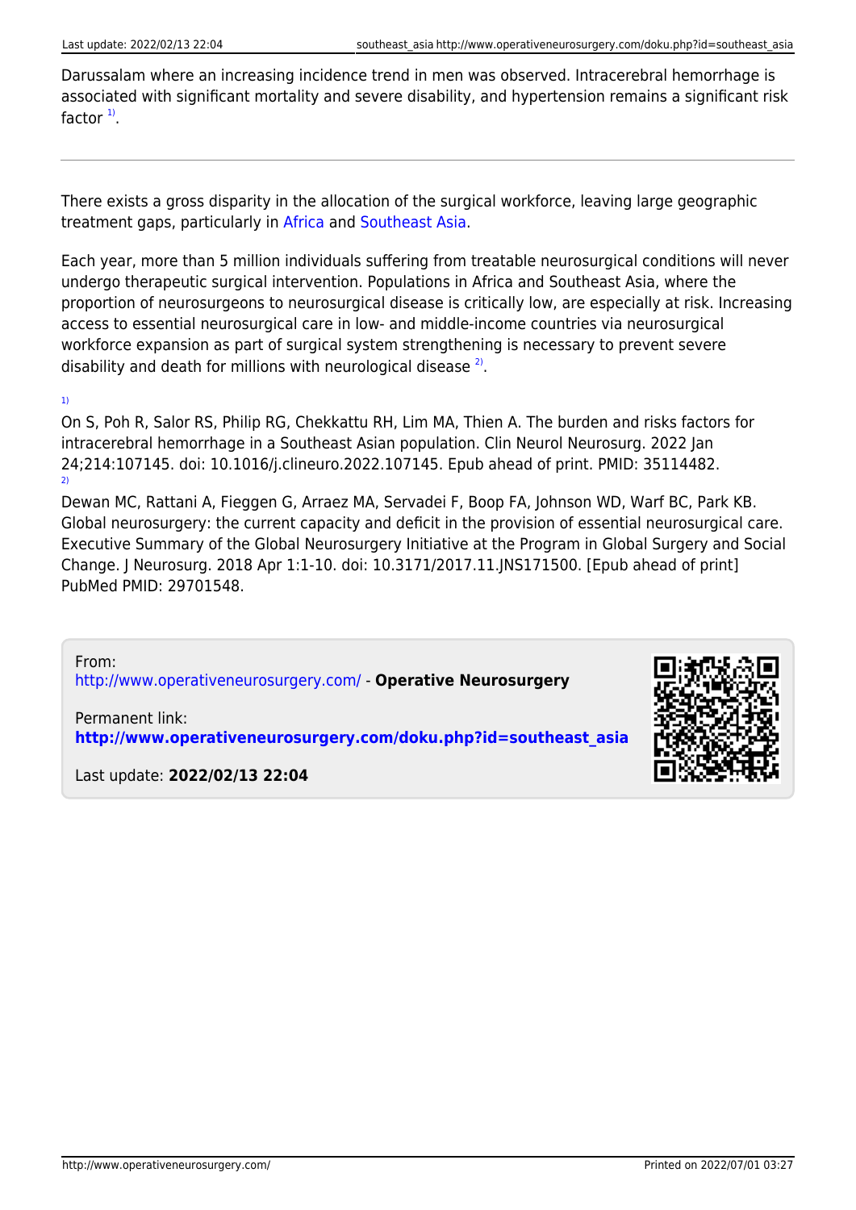Darussalam where an increasing incidence trend in men was observed. Intracerebral hemorrhage is associated with significant mortality and severe disability, and hypertension remains a significant risk factor [1].

---

There exists a gross disparity in the allocation of the surgical workforce, leaving large geographic treatment gaps, particularly in Africa and Southeast Asia.

Each year, more than 5 million individuals suffering from treatable neurosurgical conditions will never undergo therapeutic surgical intervention. Populations in Africa and Southeast Asia, where the proportion of neurosurgeons to neurosurgical disease is critically low, are especially at risk. Increasing access to essential neurosurgical care in low- and middle-income countries via neurosurgical workforce expansion as part of surgical system strengthening is necessary to prevent severe disability and death for millions with neurological disease [2].

[1] On S, Poh R, Salor RS, Philip RG, Chekkattu RH, Lim MA, Thien A. The burden and risks factors for intracerebral hemorrhage in a Southeast Asian population. Clin Neurol Neurosurg. 2022 Jan 24;214:107145. doi: 10.1016/j.clineuro.2022.107145. Epub ahead of print. PMID: 35114482.

[2] Dewan MC, Rattani A, Fieggen G, Arraez MA, Servadei F, Boop FA, Johnson WD, Warf BC, Park KB. Global neurosurgery: the current capacity and deficit in the provision of essential neurosurgical care. Executive Summary of the Global Neurosurgery Initiative at the Program in Global Surgery and Social Change. J Neurosurg. 2018 Apr 1:1-10. doi: 10.3171/2017.11.JNS171500. [Epub ahead of print] PubMed PMID: 29701548.

From:
http://www.operativeneurosurgery.com/ - **Operative Neurosurgery**

Permanent link:
**http://www.operativeneurosurgery.com/doku.php?id=southeast_asia**

Last update: **2022/02/13 22:04**